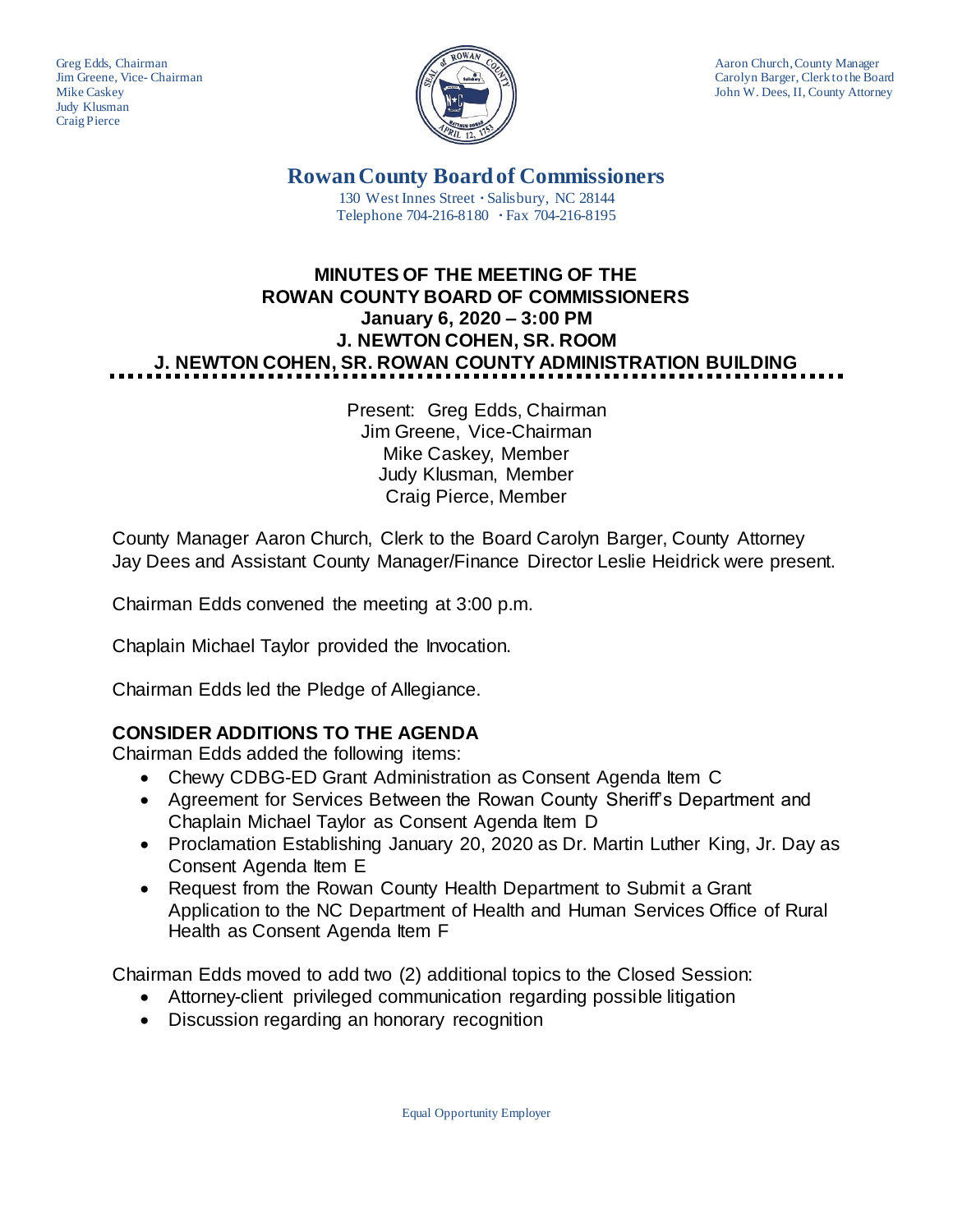Greg Edds, Chairman
Jim Greene, Vice- Chairman
Mike Caskey
Judy Klusman
Craig Pierce

Aaron Church, County Manager
Carolyn Barger, Clerk to the Board
John W. Dees, II, County Attorney

# Rowan County Board of Commissioners

130 West Innes Street · Salisbury, NC 28144
Telephone 704-216-8180 · Fax 704-216-8195

## MINUTES OF THE MEETING OF THE ROWAN COUNTY BOARD OF COMMISSIONERS
## January 6, 2020 – 3:00 PM
## J. NEWTON COHEN, SR. ROOM
## J. NEWTON COHEN, SR. ROWAN COUNTY ADMINISTRATION BUILDING

Present: Greg Edds, Chairman
Jim Greene, Vice-Chairman
Mike Caskey, Member
Judy Klusman, Member
Craig Pierce, Member

County Manager Aaron Church, Clerk to the Board Carolyn Barger, County Attorney Jay Dees and Assistant County Manager/Finance Director Leslie Heidrick were present.

Chairman Edds convened the meeting at 3:00 p.m.

Chaplain Michael Taylor provided the Invocation.

Chairman Edds led the Pledge of Allegiance.

**CONSIDER ADDITIONS TO THE AGENDA**

Chairman Edds added the following items:

- Chewy CDBG-ED Grant Administration as Consent Agenda Item C
- Agreement for Services Between the Rowan County Sheriff's Department and Chaplain Michael Taylor as Consent Agenda Item D
- Proclamation Establishing January 20, 2020 as Dr. Martin Luther King, Jr. Day as Consent Agenda Item E
- Request from the Rowan County Health Department to Submit a Grant Application to the NC Department of Health and Human Services Office of Rural Health as Consent Agenda Item F

Chairman Edds moved to add two (2) additional topics to the Closed Session:

- Attorney-client privileged communication regarding possible litigation
- Discussion regarding an honorary recognition

Equal Opportunity Employer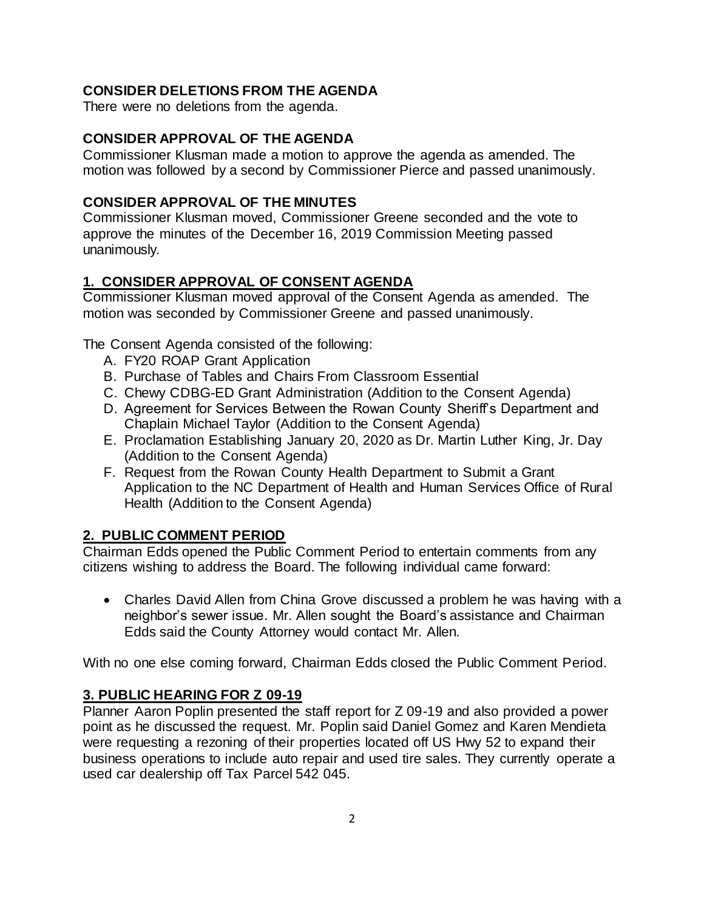## CONSIDER DELETIONS FROM THE AGENDA

There were no deletions from the agenda.

## CONSIDER APPROVAL OF THE AGENDA

Commissioner Klusman made a motion to approve the agenda as amended. The motion was followed by a second by Commissioner Pierce and passed unanimously.

## CONSIDER APPROVAL OF THE MINUTES

Commissioner Klusman moved, Commissioner Greene seconded and the vote to approve the minutes of the December 16, 2019 Commission Meeting passed unanimously.

## 1. CONSIDER APPROVAL OF CONSENT AGENDA

Commissioner Klusman moved approval of the Consent Agenda as amended. The motion was seconded by Commissioner Greene and passed unanimously.

The Consent Agenda consisted of the following:

A. FY20 ROAP Grant Application
B. Purchase of Tables and Chairs From Classroom Essential
C. Chewy CDBG-ED Grant Administration (Addition to the Consent Agenda)
D. Agreement for Services Between the Rowan County Sheriff's Department and Chaplain Michael Taylor (Addition to the Consent Agenda)
E. Proclamation Establishing January 20, 2020 as Dr. Martin Luther King, Jr. Day (Addition to the Consent Agenda)
F. Request from the Rowan County Health Department to Submit a Grant Application to the NC Department of Health and Human Services Office of Rural Health (Addition to the Consent Agenda)

## 2. PUBLIC COMMENT PERIOD

Chairman Edds opened the Public Comment Period to entertain comments from any citizens wishing to address the Board. The following individual came forward:

- Charles David Allen from China Grove discussed a problem he was having with a neighbor's sewer issue. Mr. Allen sought the Board's assistance and Chairman Edds said the County Attorney would contact Mr. Allen.

With no one else coming forward, Chairman Edds closed the Public Comment Period.

## 3. PUBLIC HEARING FOR Z 09-19

Planner Aaron Poplin presented the staff report for Z 09-19 and also provided a power point as he discussed the request. Mr. Poplin said Daniel Gomez and Karen Mendieta were requesting a rezoning of their properties located off US Hwy 52 to expand their business operations to include auto repair and used tire sales. They currently operate a used car dealership off Tax Parcel 542 045.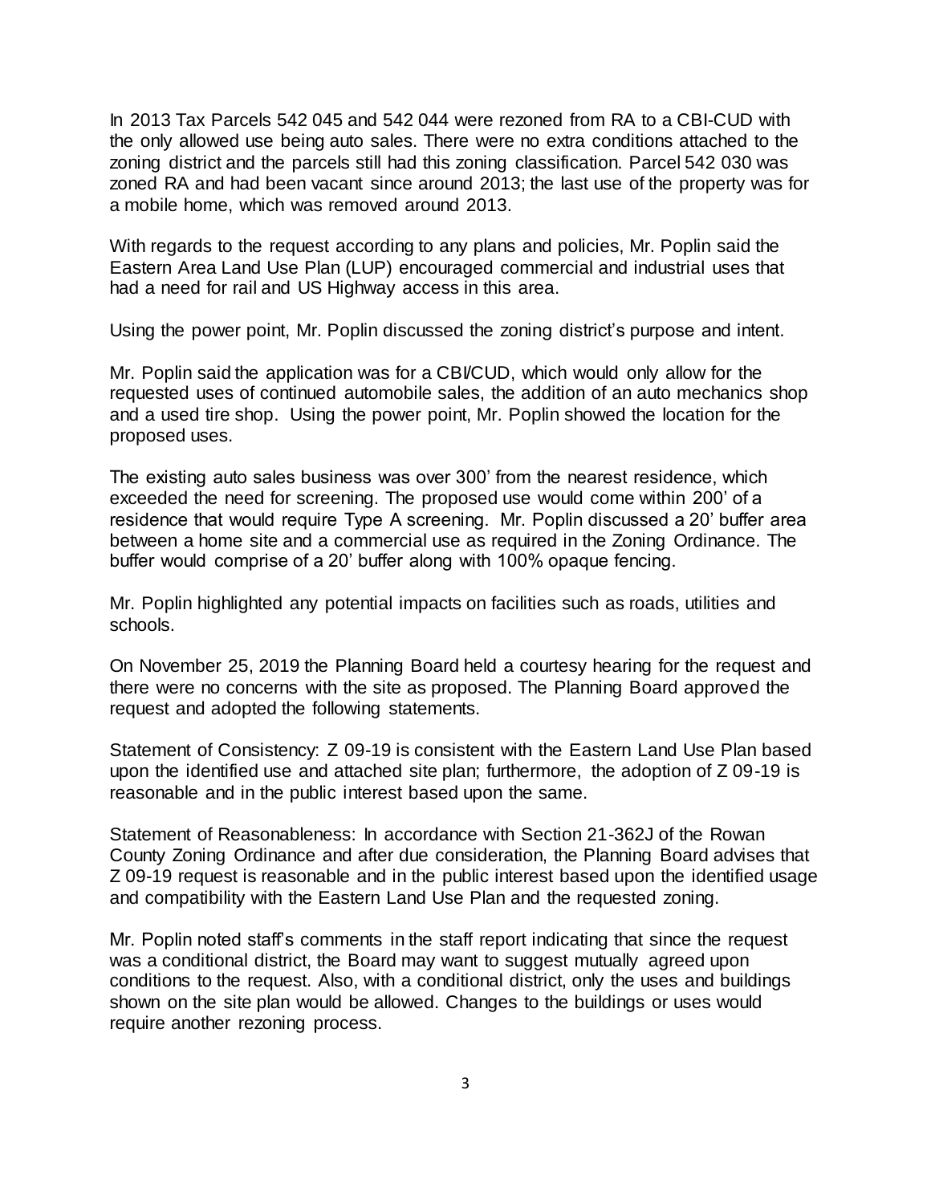In 2013 Tax Parcels 542 045 and 542 044 were rezoned from RA to a CBI-CUD with the only allowed use being auto sales. There were no extra conditions attached to the zoning district and the parcels still had this zoning classification. Parcel 542 030 was zoned RA and had been vacant since around 2013; the last use of the property was for a mobile home, which was removed around 2013.

With regards to the request according to any plans and policies, Mr. Poplin said the Eastern Area Land Use Plan (LUP) encouraged commercial and industrial uses that had a need for rail and US Highway access in this area.

Using the power point, Mr. Poplin discussed the zoning district's purpose and intent.

Mr. Poplin said the application was for a CBI/CUD, which would only allow for the requested uses of continued automobile sales, the addition of an auto mechanics shop and a used tire shop. Using the power point, Mr. Poplin showed the location for the proposed uses.

The existing auto sales business was over 300' from the nearest residence, which exceeded the need for screening. The proposed use would come within 200' of a residence that would require Type A screening. Mr. Poplin discussed a 20' buffer area between a home site and a commercial use as required in the Zoning Ordinance. The buffer would comprise of a 20' buffer along with 100% opaque fencing.

Mr. Poplin highlighted any potential impacts on facilities such as roads, utilities and schools.

On November 25, 2019 the Planning Board held a courtesy hearing for the request and there were no concerns with the site as proposed. The Planning Board approved the request and adopted the following statements.

Statement of Consistency: Z 09-19 is consistent with the Eastern Land Use Plan based upon the identified use and attached site plan; furthermore, the adoption of Z 09-19 is reasonable and in the public interest based upon the same.

Statement of Reasonableness: In accordance with Section 21-362J of the Rowan County Zoning Ordinance and after due consideration, the Planning Board advises that Z 09-19 request is reasonable and in the public interest based upon the identified usage and compatibility with the Eastern Land Use Plan and the requested zoning.

Mr. Poplin noted staff's comments in the staff report indicating that since the request was a conditional district, the Board may want to suggest mutually agreed upon conditions to the request. Also, with a conditional district, only the uses and buildings shown on the site plan would be allowed. Changes to the buildings or uses would require another rezoning process.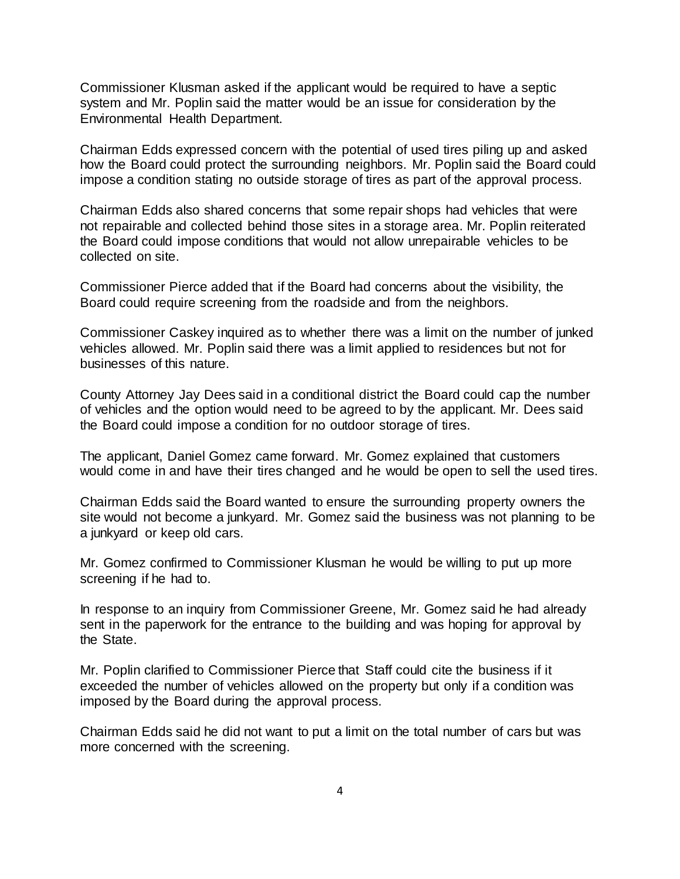Commissioner Klusman asked if the applicant would be required to have a septic system and Mr. Poplin said the matter would be an issue for consideration by the Environmental Health Department.

Chairman Edds expressed concern with the potential of used tires piling up and asked how the Board could protect the surrounding neighbors. Mr. Poplin said the Board could impose a condition stating no outside storage of tires as part of the approval process.

Chairman Edds also shared concerns that some repair shops had vehicles that were not repairable and collected behind those sites in a storage area. Mr. Poplin reiterated the Board could impose conditions that would not allow unrepairable vehicles to be collected on site.

Commissioner Pierce added that if the Board had concerns about the visibility, the Board could require screening from the roadside and from the neighbors.

Commissioner Caskey inquired as to whether there was a limit on the number of junked vehicles allowed. Mr. Poplin said there was a limit applied to residences but not for businesses of this nature.

County Attorney Jay Dees said in a conditional district the Board could cap the number of vehicles and the option would need to be agreed to by the applicant. Mr. Dees said the Board could impose a condition for no outdoor storage of tires.

The applicant, Daniel Gomez came forward. Mr. Gomez explained that customers would come in and have their tires changed and he would be open to sell the used tires.

Chairman Edds said the Board wanted to ensure the surrounding property owners the site would not become a junkyard. Mr. Gomez said the business was not planning to be a junkyard or keep old cars.

Mr. Gomez confirmed to Commissioner Klusman he would be willing to put up more screening if he had to.

In response to an inquiry from Commissioner Greene, Mr. Gomez said he had already sent in the paperwork for the entrance to the building and was hoping for approval by the State.

Mr. Poplin clarified to Commissioner Pierce that Staff could cite the business if it exceeded the number of vehicles allowed on the property but only if a condition was imposed by the Board during the approval process.

Chairman Edds said he did not want to put a limit on the total number of cars but was more concerned with the screening.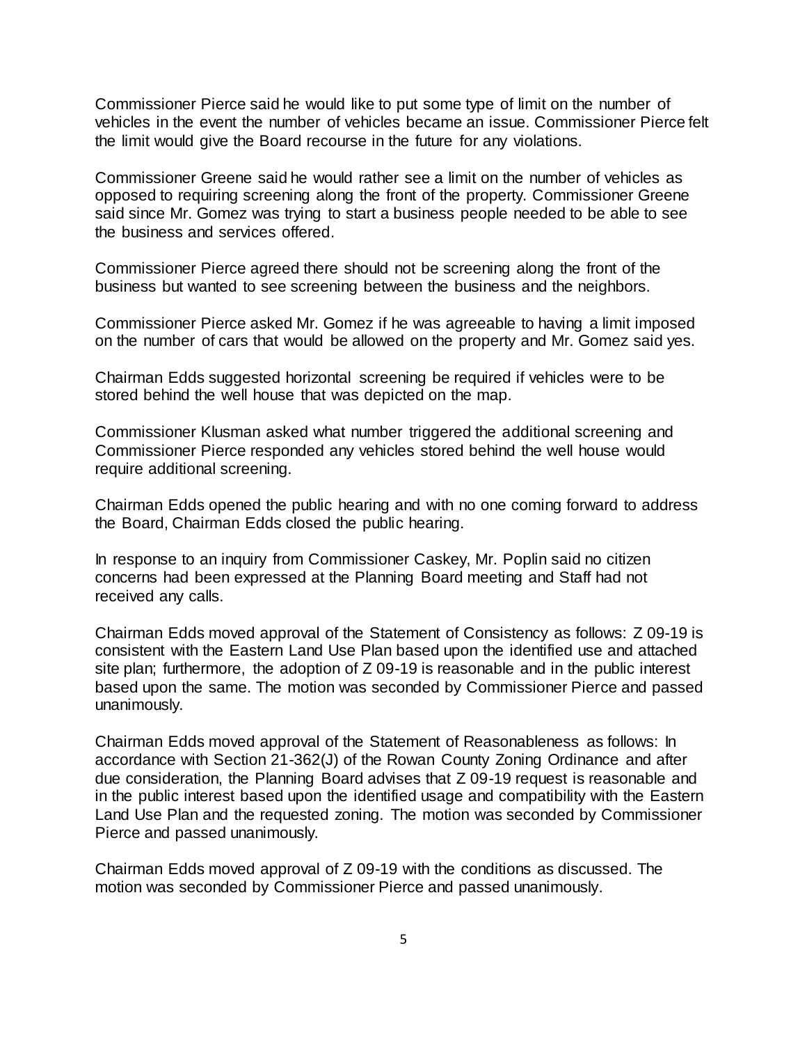Commissioner Pierce said he would like to put some type of limit on the number of vehicles in the event the number of vehicles became an issue. Commissioner Pierce felt the limit would give the Board recourse in the future for any violations.

Commissioner Greene said he would rather see a limit on the number of vehicles as opposed to requiring screening along the front of the property. Commissioner Greene said since Mr. Gomez was trying to start a business people needed to be able to see the business and services offered.

Commissioner Pierce agreed there should not be screening along the front of the business but wanted to see screening between the business and the neighbors.

Commissioner Pierce asked Mr. Gomez if he was agreeable to having a limit imposed on the number of cars that would be allowed on the property and Mr. Gomez said yes.

Chairman Edds suggested horizontal screening be required if vehicles were to be stored behind the well house that was depicted on the map.

Commissioner Klusman asked what number triggered the additional screening and Commissioner Pierce responded any vehicles stored behind the well house would require additional screening.

Chairman Edds opened the public hearing and with no one coming forward to address the Board, Chairman Edds closed the public hearing.

In response to an inquiry from Commissioner Caskey, Mr. Poplin said no citizen concerns had been expressed at the Planning Board meeting and Staff had not received any calls.

Chairman Edds moved approval of the Statement of Consistency as follows: Z 09-19 is consistent with the Eastern Land Use Plan based upon the identified use and attached site plan; furthermore, the adoption of Z 09-19 is reasonable and in the public interest based upon the same. The motion was seconded by Commissioner Pierce and passed unanimously.

Chairman Edds moved approval of the Statement of Reasonableness as follows: In accordance with Section 21-362(J) of the Rowan County Zoning Ordinance and after due consideration, the Planning Board advises that Z 09-19 request is reasonable and in the public interest based upon the identified usage and compatibility with the Eastern Land Use Plan and the requested zoning. The motion was seconded by Commissioner Pierce and passed unanimously.

Chairman Edds moved approval of Z 09-19 with the conditions as discussed. The motion was seconded by Commissioner Pierce and passed unanimously.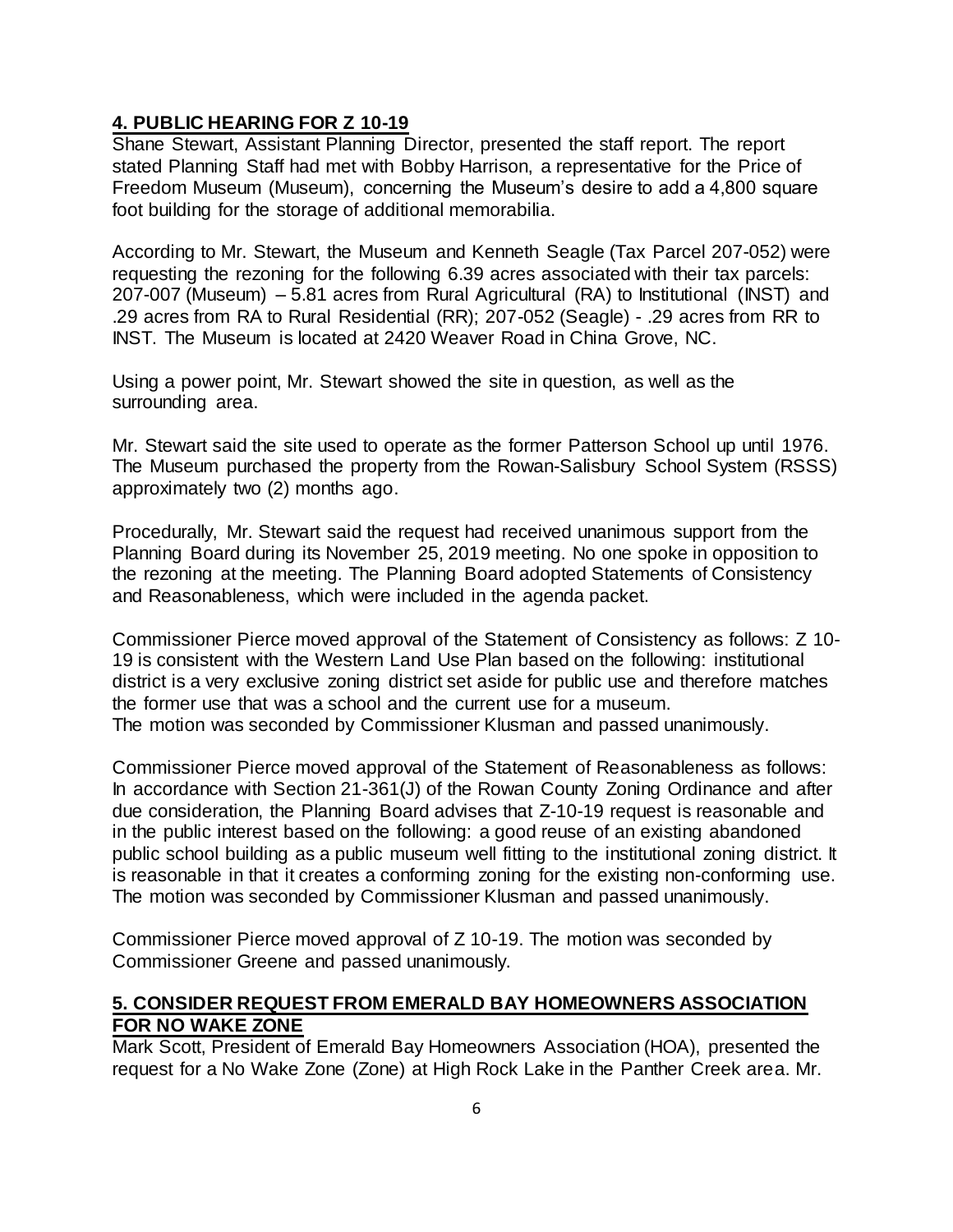## 4. PUBLIC HEARING FOR Z 10-19

Shane Stewart, Assistant Planning Director, presented the staff report. The report stated Planning Staff had met with Bobby Harrison, a representative for the Price of Freedom Museum (Museum), concerning the Museum's desire to add a 4,800 square foot building for the storage of additional memorabilia.

According to Mr. Stewart, the Museum and Kenneth Seagle (Tax Parcel 207-052) were requesting the rezoning for the following 6.39 acres associated with their tax parcels: 207-007 (Museum) – 5.81 acres from Rural Agricultural (RA) to Institutional (INST) and .29 acres from RA to Rural Residential (RR); 207-052 (Seagle) - .29 acres from RR to INST. The Museum is located at 2420 Weaver Road in China Grove, NC.

Using a power point, Mr. Stewart showed the site in question, as well as the surrounding area.

Mr. Stewart said the site used to operate as the former Patterson School up until 1976. The Museum purchased the property from the Rowan-Salisbury School System (RSSS) approximately two (2) months ago.

Procedurally, Mr. Stewart said the request had received unanimous support from the Planning Board during its November 25, 2019 meeting. No one spoke in opposition to the rezoning at the meeting. The Planning Board adopted Statements of Consistency and Reasonableness, which were included in the agenda packet.

Commissioner Pierce moved approval of the Statement of Consistency as follows: Z 10-19 is consistent with the Western Land Use Plan based on the following: institutional district is a very exclusive zoning district set aside for public use and therefore matches the former use that was a school and the current use for a museum.
The motion was seconded by Commissioner Klusman and passed unanimously.

Commissioner Pierce moved approval of the Statement of Reasonableness as follows: In accordance with Section 21-361(J) of the Rowan County Zoning Ordinance and after due consideration, the Planning Board advises that Z-10-19 request is reasonable and in the public interest based on the following: a good reuse of an existing abandoned public school building as a public museum well fitting to the institutional zoning district. It is reasonable in that it creates a conforming zoning for the existing non-conforming use. The motion was seconded by Commissioner Klusman and passed unanimously.

Commissioner Pierce moved approval of Z 10-19. The motion was seconded by Commissioner Greene and passed unanimously.

## 5. CONSIDER REQUEST FROM EMERALD BAY HOMEOWNERS ASSOCIATION FOR NO WAKE ZONE

Mark Scott, President of Emerald Bay Homeowners Association (HOA), presented the request for a No Wake Zone (Zone) at High Rock Lake in the Panther Creek area. Mr.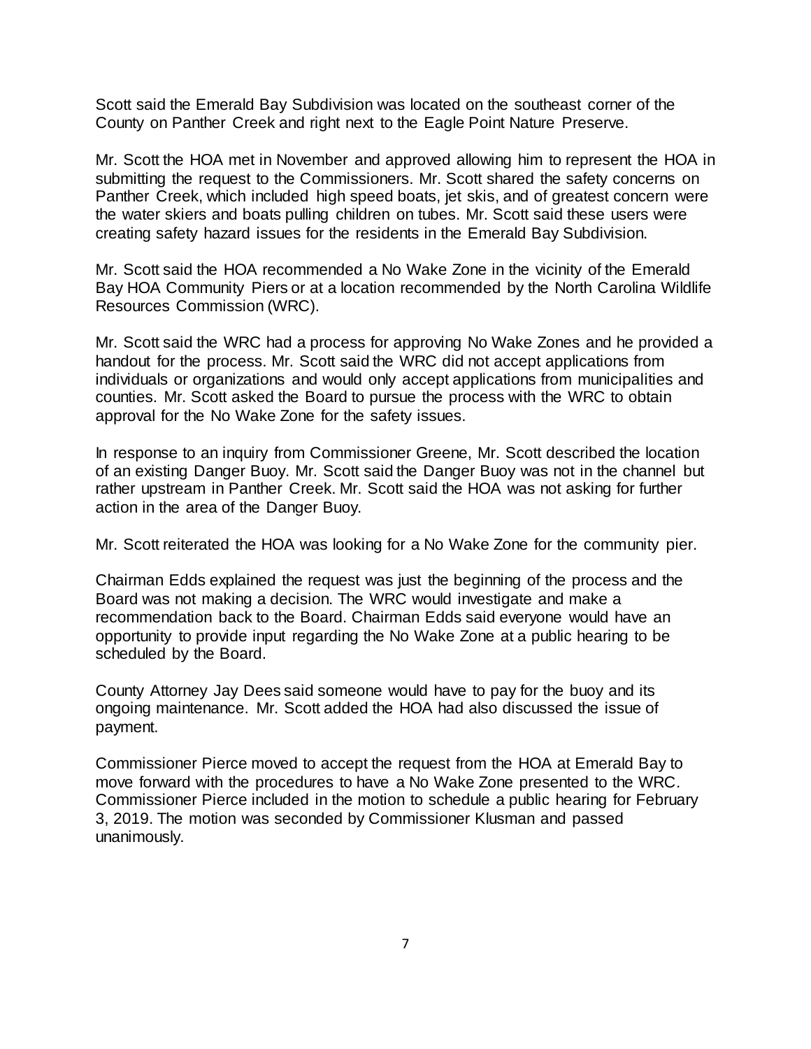Scott said the Emerald Bay Subdivision was located on the southeast corner of the County on Panther Creek and right next to the Eagle Point Nature Preserve.

Mr. Scott the HOA met in November and approved allowing him to represent the HOA in submitting the request to the Commissioners. Mr. Scott shared the safety concerns on Panther Creek, which included high speed boats, jet skis, and of greatest concern were the water skiers and boats pulling children on tubes. Mr. Scott said these users were creating safety hazard issues for the residents in the Emerald Bay Subdivision.

Mr. Scott said the HOA recommended a No Wake Zone in the vicinity of the Emerald Bay HOA Community Piers or at a location recommended by the North Carolina Wildlife Resources Commission (WRC).

Mr. Scott said the WRC had a process for approving No Wake Zones and he provided a handout for the process. Mr. Scott said the WRC did not accept applications from individuals or organizations and would only accept applications from municipalities and counties. Mr. Scott asked the Board to pursue the process with the WRC to obtain approval for the No Wake Zone for the safety issues.

In response to an inquiry from Commissioner Greene, Mr. Scott described the location of an existing Danger Buoy. Mr. Scott said the Danger Buoy was not in the channel but rather upstream in Panther Creek. Mr. Scott said the HOA was not asking for further action in the area of the Danger Buoy.

Mr. Scott reiterated the HOA was looking for a No Wake Zone for the community pier.

Chairman Edds explained the request was just the beginning of the process and the Board was not making a decision. The WRC would investigate and make a recommendation back to the Board. Chairman Edds said everyone would have an opportunity to provide input regarding the No Wake Zone at a public hearing to be scheduled by the Board.

County Attorney Jay Dees said someone would have to pay for the buoy and its ongoing maintenance. Mr. Scott added the HOA had also discussed the issue of payment.

Commissioner Pierce moved to accept the request from the HOA at Emerald Bay to move forward with the procedures to have a No Wake Zone presented to the WRC. Commissioner Pierce included in the motion to schedule a public hearing for February 3, 2019. The motion was seconded by Commissioner Klusman and passed unanimously.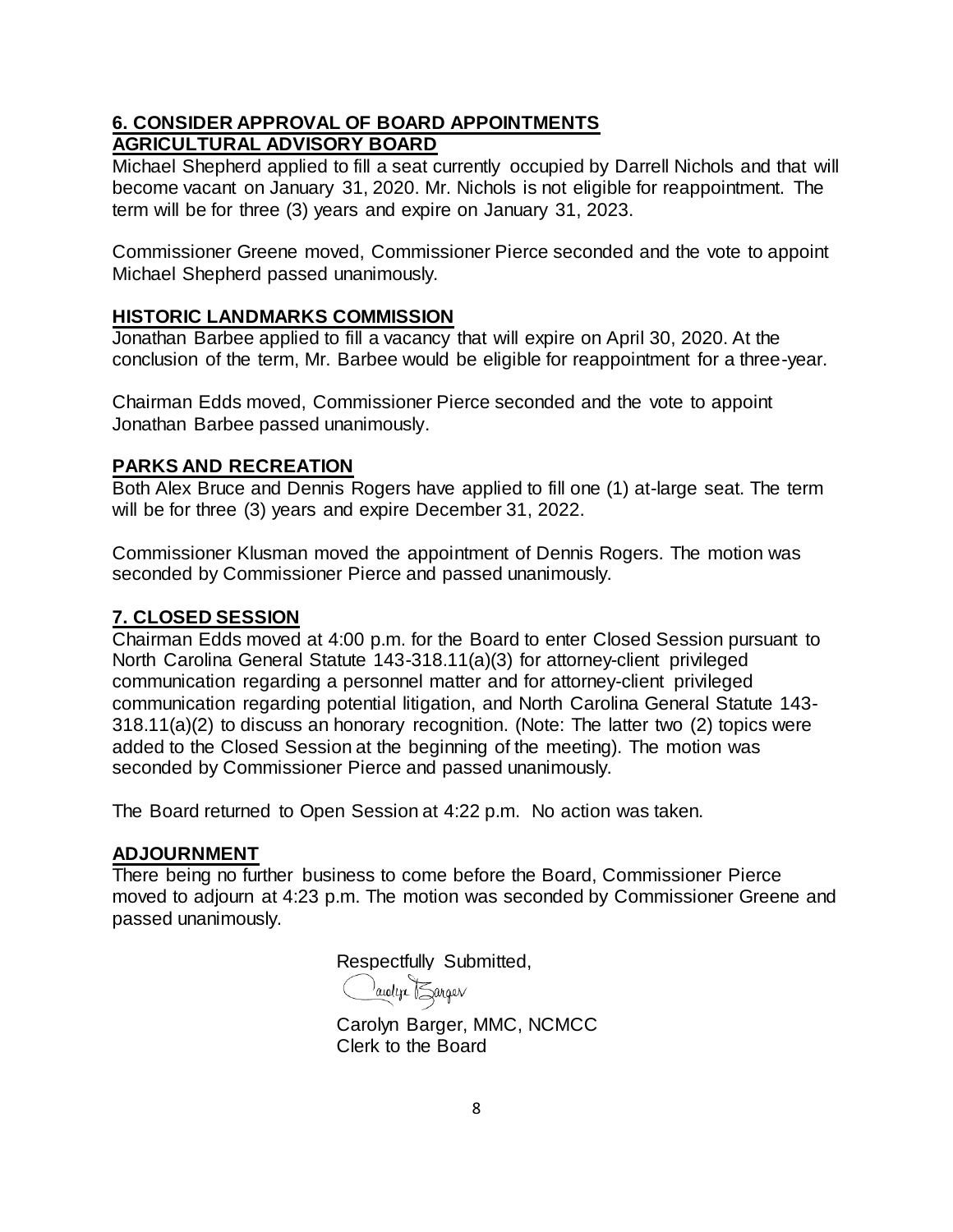## 6. CONSIDER APPROVAL OF BOARD APPOINTMENTS

### AGRICULTURAL ADVISORY BOARD

Michael Shepherd applied to fill a seat currently occupied by Darrell Nichols and that will become vacant on January 31, 2020. Mr. Nichols is not eligible for reappointment. The term will be for three (3) years and expire on January 31, 2023.

Commissioner Greene moved, Commissioner Pierce seconded and the vote to appoint Michael Shepherd passed unanimously.

### HISTORIC LANDMARKS COMMISSION

Jonathan Barbee applied to fill a vacancy that will expire on April 30, 2020. At the conclusion of the term, Mr. Barbee would be eligible for reappointment for a three-year.

Chairman Edds moved, Commissioner Pierce seconded and the vote to appoint Jonathan Barbee passed unanimously.

### PARKS AND RECREATION

Both Alex Bruce and Dennis Rogers have applied to fill one (1) at-large seat. The term will be for three (3) years and expire December 31, 2022.

Commissioner Klusman moved the appointment of Dennis Rogers. The motion was seconded by Commissioner Pierce and passed unanimously.

## 7. CLOSED SESSION

Chairman Edds moved at 4:00 p.m. for the Board to enter Closed Session pursuant to North Carolina General Statute 143-318.11(a)(3) for attorney-client privileged communication regarding a personnel matter and for attorney-client privileged communication regarding potential litigation, and North Carolina General Statute 143-318.11(a)(2) to discuss an honorary recognition. (Note: The latter two (2) topics were added to the Closed Session at the beginning of the meeting). The motion was seconded by Commissioner Pierce and passed unanimously.

The Board returned to Open Session at 4:22 p.m. No action was taken.

## ADJOURNMENT

There being no further business to come before the Board, Commissioner Pierce moved to adjourn at 4:23 p.m. The motion was seconded by Commissioner Greene and passed unanimously.

Respectfully Submitted,

Carolyn Barger

Carolyn Barger, MMC, NCMCC
Clerk to the Board